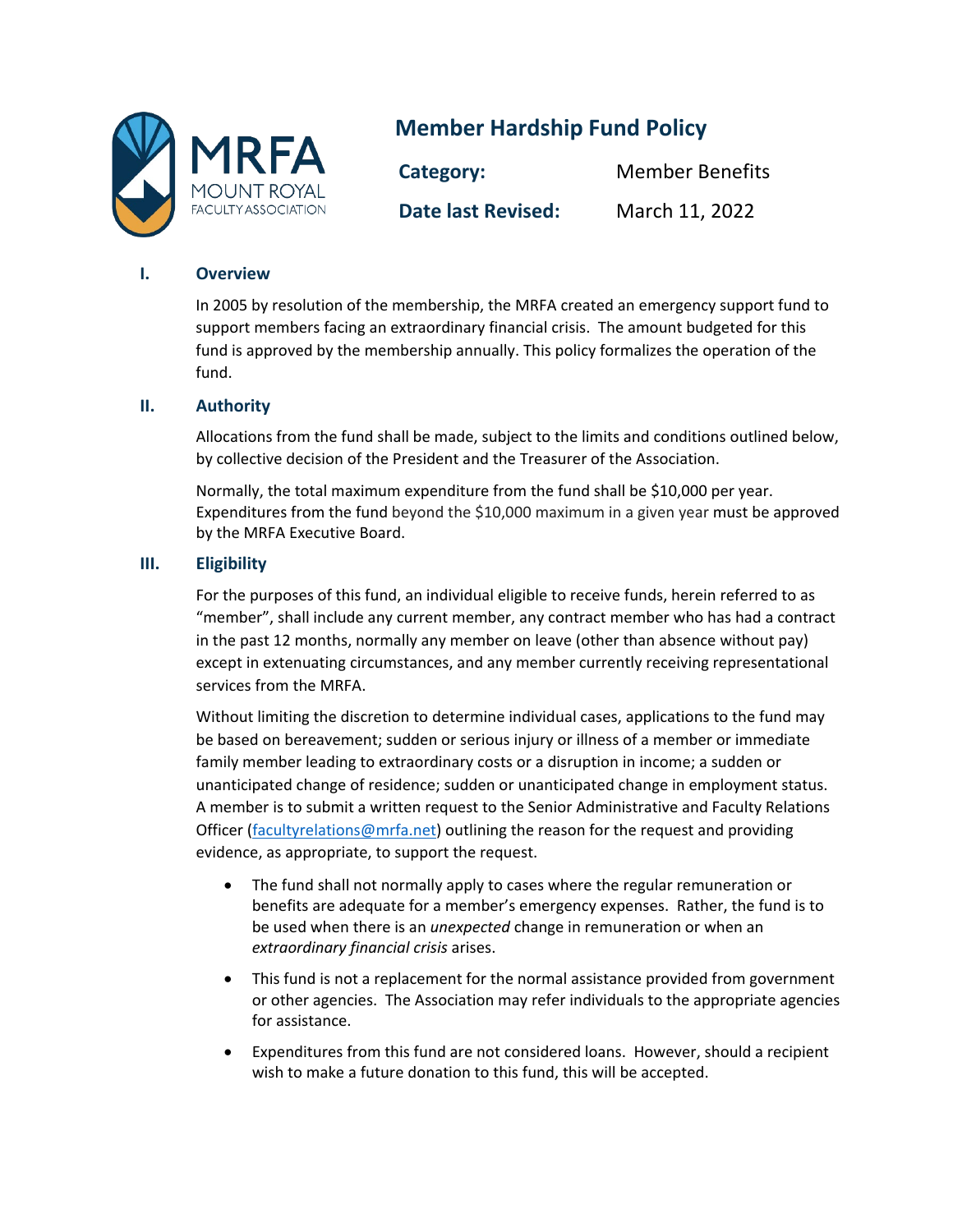# Member Hardship Fund Policy

| **Category:** | Member Benefits |
|---|---|
| **Date last Revised:** | March 11, 2022 |

## I. Overview

In 2005 by resolution of the membership, the MRFA created an emergency support fund to support members facing an extraordinary financial crisis. The amount budgeted for this fund is approved by the membership annually. This policy formalizes the operation of the fund.

## II. Authority

Allocations from the fund shall be made, subject to the limits and conditions outlined below, by collective decision of the President and the Treasurer of the Association.

Normally, the total maximum expenditure from the fund shall be $10,000 per year. Expenditures from the fund beyond the $10,000 maximum in a given year must be approved by the MRFA Executive Board.

## III. Eligibility

For the purposes of this fund, an individual eligible to receive funds, herein referred to as "member", shall include any current member, any contract member who has had a contract in the past 12 months, normally any member on leave (other than absence without pay) except in extenuating circumstances, and any member currently receiving representational services from the MRFA.

Without limiting the discretion to determine individual cases, applications to the fund may be based on bereavement; sudden or serious injury or illness of a member or immediate family member leading to extraordinary costs or a disruption in income; a sudden or unanticipated change of residence; sudden or unanticipated change in employment status. A member is to submit a written request to the Senior Administrative and Faculty Relations Officer (facultyrelations@mrfa.net) outlining the reason for the request and providing evidence, as appropriate, to support the request.

- The fund shall not normally apply to cases where the regular remuneration or benefits are adequate for a member's emergency expenses. Rather, the fund is to be used when there is an *unexpected* change in remuneration or when an *extraordinary financial crisis* arises.
- This fund is not a replacement for the normal assistance provided from government or other agencies. The Association may refer individuals to the appropriate agencies for assistance.
- Expenditures from this fund are not considered loans. However, should a recipient wish to make a future donation to this fund, this will be accepted.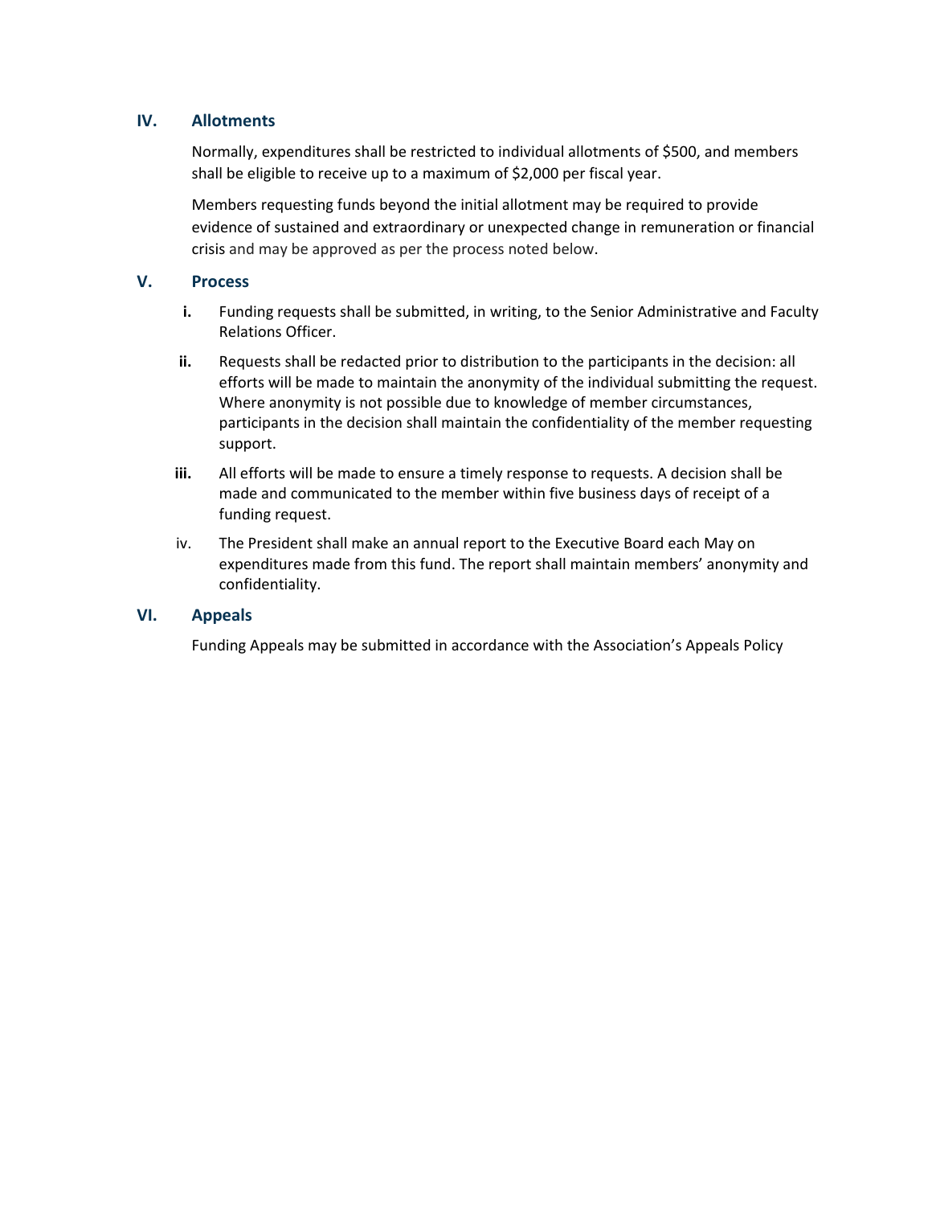## IV. Allotments

Normally, expenditures shall be restricted to individual allotments of $500, and members shall be eligible to receive up to a maximum of $2,000 per fiscal year.

Members requesting funds beyond the initial allotment may be required to provide evidence of sustained and extraordinary or unexpected change in remuneration or financial crisis and may be approved as per the process noted below.

## V. Process

i. Funding requests shall be submitted, in writing, to the Senior Administrative and Faculty Relations Officer.

ii. Requests shall be redacted prior to distribution to the participants in the decision: all efforts will be made to maintain the anonymity of the individual submitting the request. Where anonymity is not possible due to knowledge of member circumstances, participants in the decision shall maintain the confidentiality of the member requesting support.

iii. All efforts will be made to ensure a timely response to requests. A decision shall be made and communicated to the member within five business days of receipt of a funding request.

iv. The President shall make an annual report to the Executive Board each May on expenditures made from this fund. The report shall maintain members' anonymity and confidentiality.

## VI. Appeals

Funding Appeals may be submitted in accordance with the Association's Appeals Policy